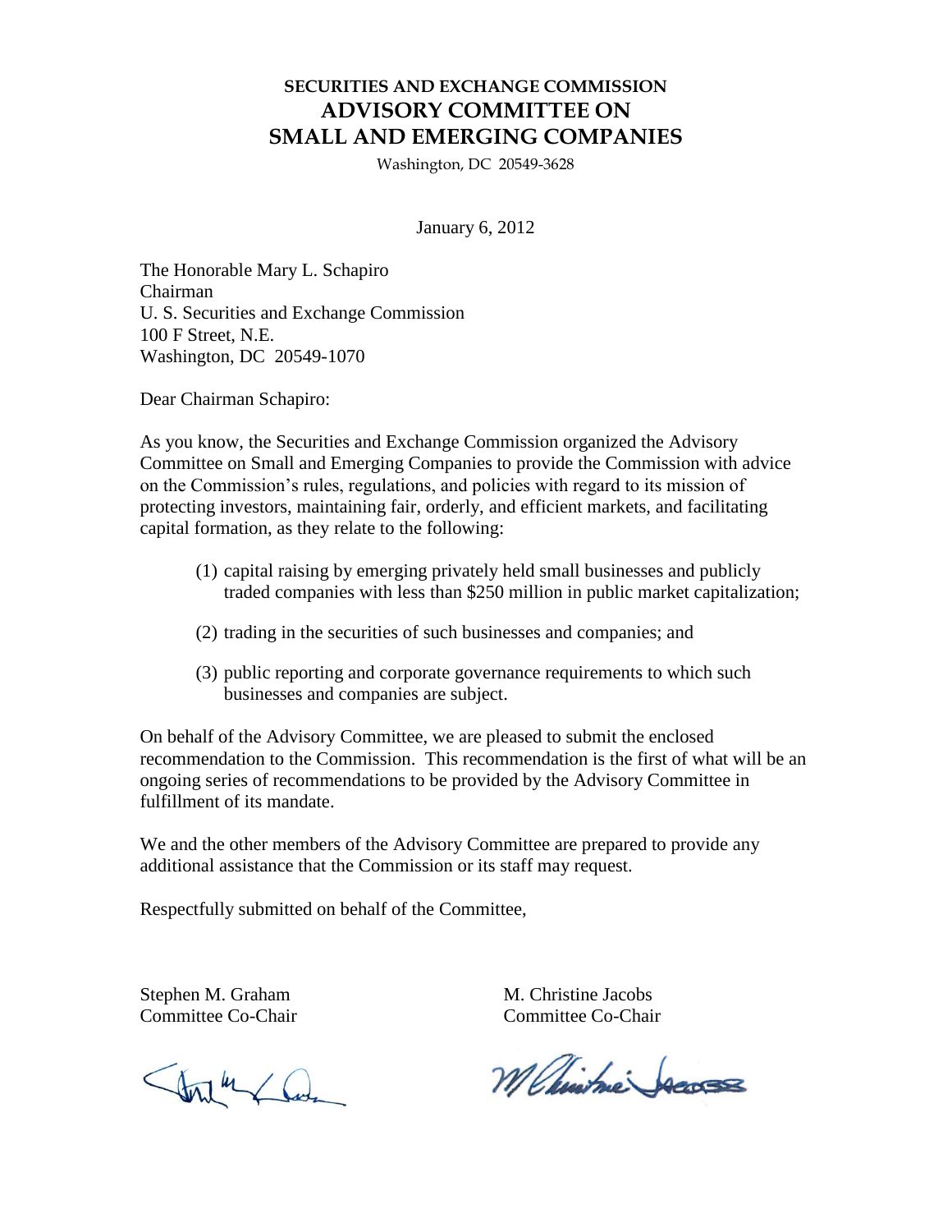# SECURITIES AND EXCHANGE COMMISSION
# ADVISORY COMMITTEE ON SMALL AND EMERGING COMPANIES

Washington, DC 20549-3628

January 6, 2012

The Honorable Mary L. Schapiro
Chairman
U. S. Securities and Exchange Commission
100 F Street, N.E.
Washington, DC 20549-1070

Dear Chairman Schapiro:

As you know, the Securities and Exchange Commission organized the Advisory Committee on Small and Emerging Companies to provide the Commission with advice on the Commission's rules, regulations, and policies with regard to its mission of protecting investors, maintaining fair, orderly, and efficient markets, and facilitating capital formation, as they relate to the following:

(1) capital raising by emerging privately held small businesses and publicly traded companies with less than $250 million in public market capitalization;

(2) trading in the securities of such businesses and companies; and

(3) public reporting and corporate governance requirements to which such businesses and companies are subject.

On behalf of the Advisory Committee, we are pleased to submit the enclosed recommendation to the Commission. This recommendation is the first of what will be an ongoing series of recommendations to be provided by the Advisory Committee in fulfillment of its mandate.

We and the other members of the Advisory Committee are prepared to provide any additional assistance that the Commission or its staff may request.

Respectfully submitted on behalf of the Committee,

Stephen M. Graham
Committee Co-Chair

M. Christine Jacobs
Committee Co-Chair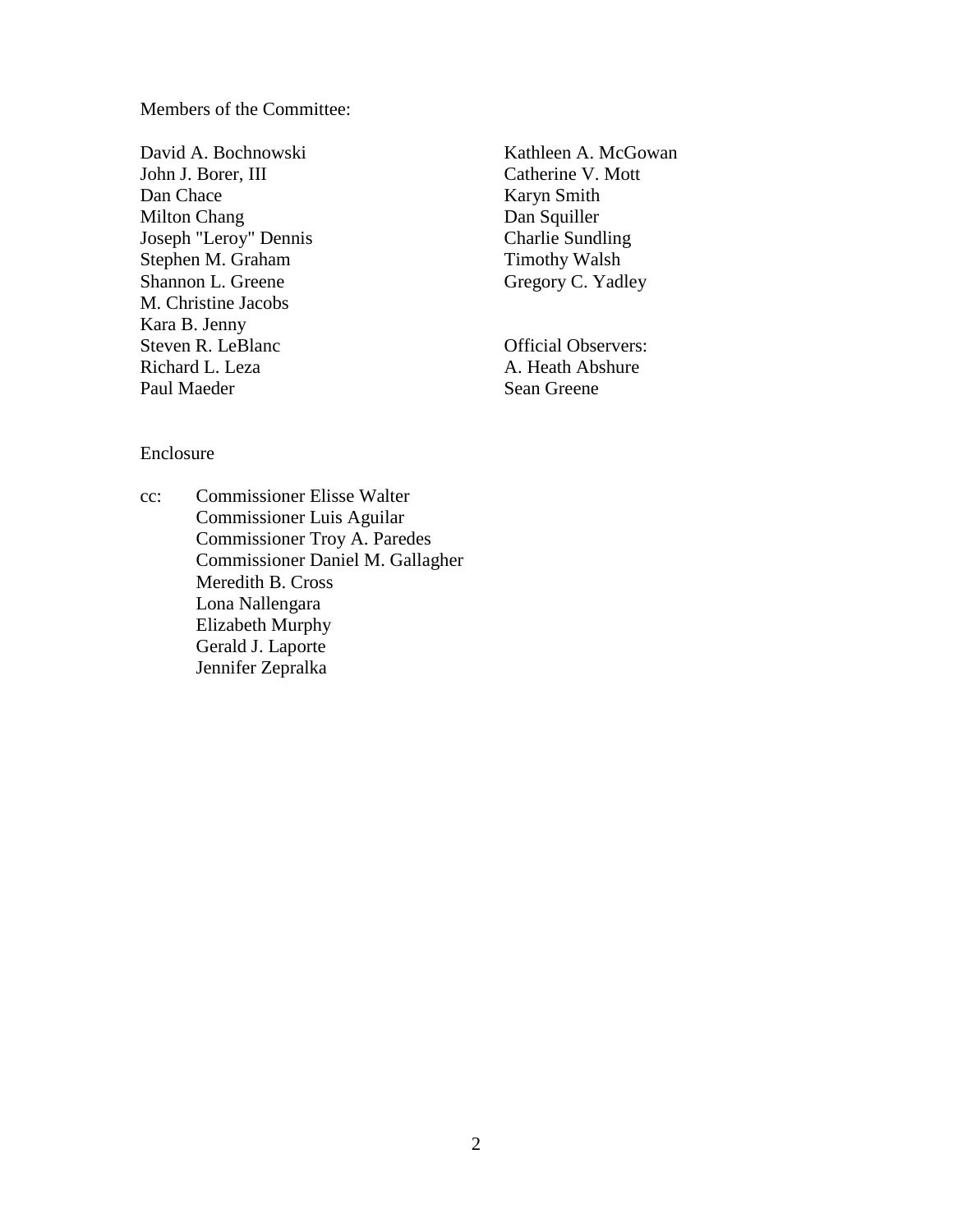Members of the Committee:

David A. Bochnowski
John J. Borer, III
Dan Chace
Milton Chang
Joseph "Leroy" Dennis
Stephen M. Graham
Shannon L. Greene
M. Christine Jacobs
Kara B. Jenny
Steven R. LeBlanc
Richard L. Leza
Paul Maeder
Kathleen A. McGowan
Catherine V. Mott
Karyn Smith
Dan Squiller
Charlie Sundling
Timothy Walsh
Gregory C. Yadley

Official Observers:
A. Heath Abshure
Sean Greene

Enclosure

cc: Commissioner Elisse Walter
Commissioner Luis Aguilar
Commissioner Troy A. Paredes
Commissioner Daniel M. Gallagher
Meredith B. Cross
Lona Nallengara
Elizabeth Murphy
Gerald J. Laporte
Jennifer Zepralka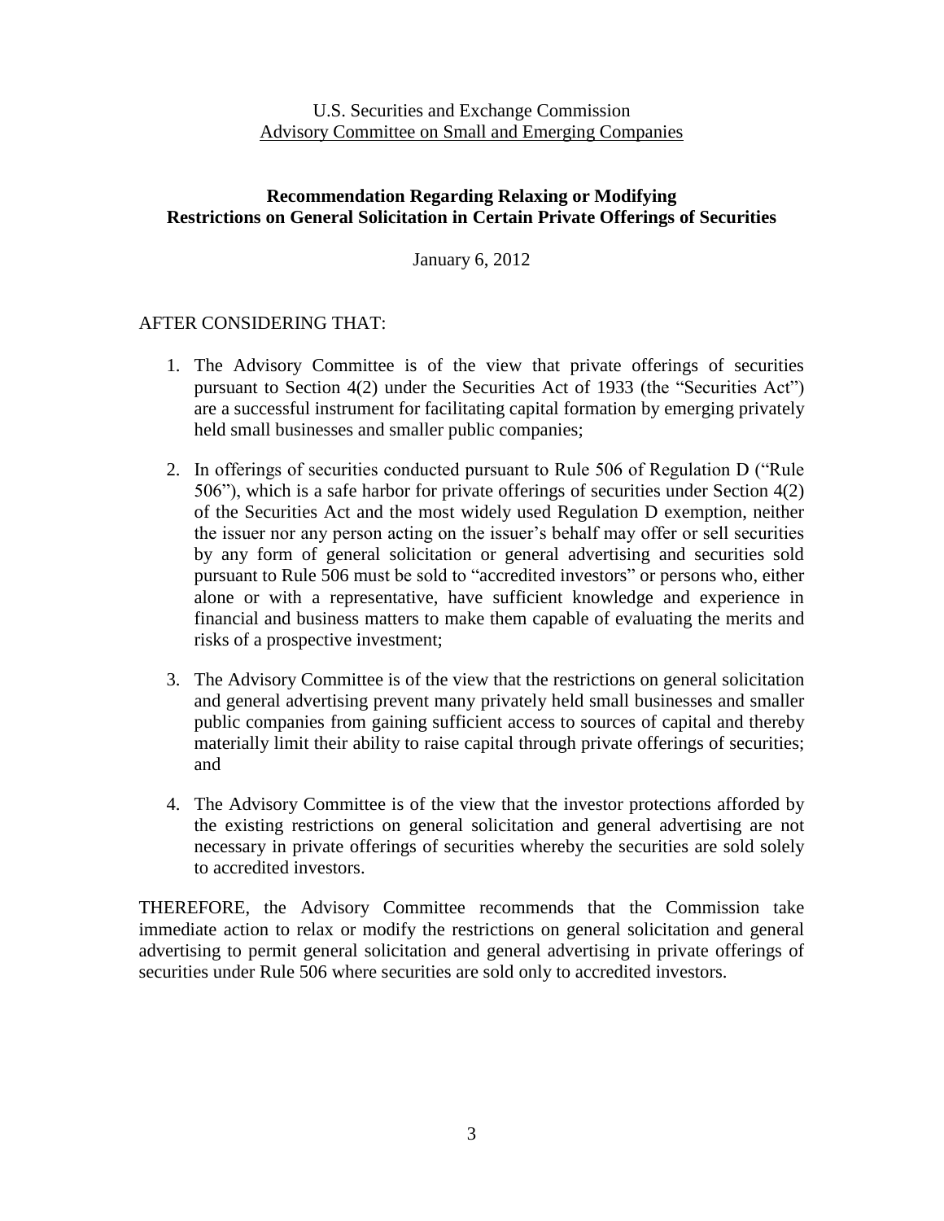U.S. Securities and Exchange Commission
Advisory Committee on Small and Emerging Companies

**Recommendation Regarding Relaxing or Modifying Restrictions on General Solicitation in Certain Private Offerings of Securities**

January 6, 2012

AFTER CONSIDERING THAT:

1. The Advisory Committee is of the view that private offerings of securities pursuant to Section 4(2) under the Securities Act of 1933 (the "Securities Act") are a successful instrument for facilitating capital formation by emerging privately held small businesses and smaller public companies;

2. In offerings of securities conducted pursuant to Rule 506 of Regulation D ("Rule 506"), which is a safe harbor for private offerings of securities under Section 4(2) of the Securities Act and the most widely used Regulation D exemption, neither the issuer nor any person acting on the issuer's behalf may offer or sell securities by any form of general solicitation or general advertising and securities sold pursuant to Rule 506 must be sold to "accredited investors" or persons who, either alone or with a representative, have sufficient knowledge and experience in financial and business matters to make them capable of evaluating the merits and risks of a prospective investment;

3. The Advisory Committee is of the view that the restrictions on general solicitation and general advertising prevent many privately held small businesses and smaller public companies from gaining sufficient access to sources of capital and thereby materially limit their ability to raise capital through private offerings of securities; and

4. The Advisory Committee is of the view that the investor protections afforded by the existing restrictions on general solicitation and general advertising are not necessary in private offerings of securities whereby the securities are sold solely to accredited investors.

THEREFORE, the Advisory Committee recommends that the Commission take immediate action to relax or modify the restrictions on general solicitation and general advertising to permit general solicitation and general advertising in private offerings of securities under Rule 506 where securities are sold only to accredited investors.